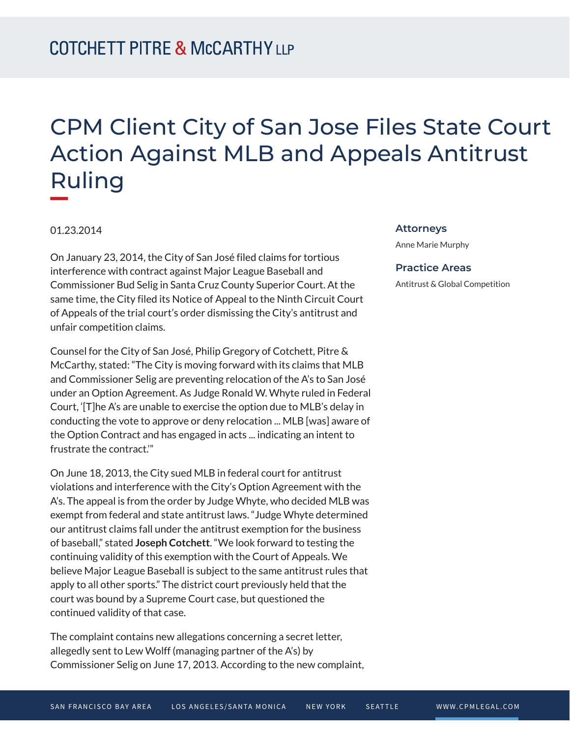# CPM Client City of San Jose Files State Court Action Against MLB and Appeals Antitrust Ruling

01.23.2014

**Attorneys**

Anne Marie Murphy

**Practice Areas**

Antitrust & Global Competition

On January 23, 2014, the City of San José filed claims for tortious interference with contract against Major League Baseball and Commissioner Bud Selig in Santa Cruz County Superior Court. At the same time, the City filed its Notice of Appeal to the Ninth Circuit Court of Appeals of the trial court's order dismissing the City's antitrust and unfair competition claims.

Counsel for the City of San José, Philip Gregory of Cotchett, Pitre & McCarthy, stated: "The City is moving forward with its claims that MLB and Commissioner Selig are preventing relocation of the A's to San José under an Option Agreement. As Judge Ronald W. Whyte ruled in Federal Court, '[T]he A's are unable to exercise the option due to MLB's delay in conducting the vote to approve or deny relocation ... MLB [was] aware of the Option Contract and has engaged in acts ... indicating an intent to frustrate the contract.'"

On June 18, 2013, the City sued MLB in federal court for antitrust violations and interference with the City's Option Agreement with the A's. The appeal is from the order by Judge Whyte, who decided MLB was exempt from federal and state antitrust laws. "Judge Whyte determined our antitrust claims fall under the antitrust exemption for the business of baseball," stated **Joseph Cotchett**. "We look forward to testing the continuing validity of this exemption with the Court of Appeals. We believe Major League Baseball is subject to the same antitrust rules that apply to all other sports." The district court previously held that the court was bound by a Supreme Court case, but questioned the continued validity of that case.

The complaint contains new allegations concerning a secret letter, allegedly sent to Lew Wolff (managing partner of the A's) by Commissioner Selig on June 17, 2013. According to the new complaint,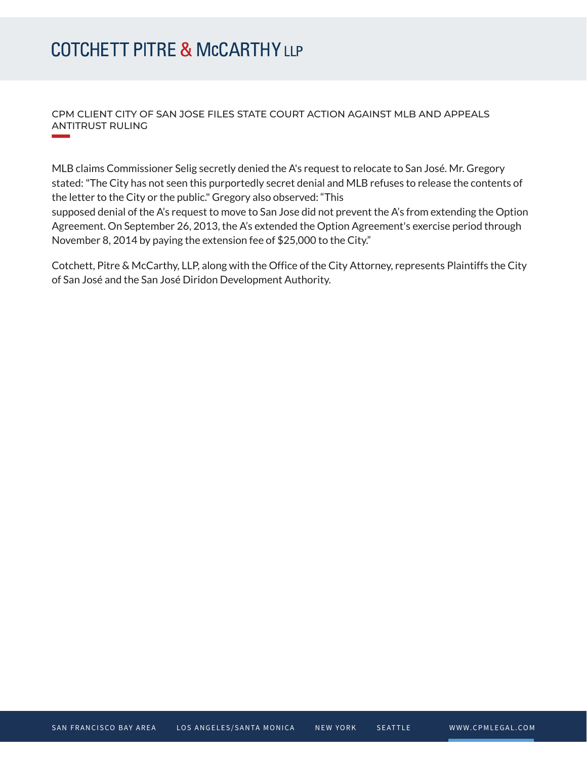CPM CLIENT CITY OF SAN JOSE FILES STATE COURT ACTION AGAINST MLB AND APPEALS ANTITRUST RULING

MLB claims Commissioner Selig secretly denied the A's request to relocate to San José. Mr. Gregory stated: "The City has not seen this purportedly secret denial and MLB refuses to release the contents of the letter to the City or the public." Gregory also observed: "This supposed denial of the A's request to move to San Jose did not prevent the A's from extending the Option Agreement. On September 26, 2013, the A's extended the Option Agreement's exercise period through November 8, 2014 by paying the extension fee of $25,000 to the City."

Cotchett, Pitre & McCarthy, LLP, along with the Office of the City Attorney, represents Plaintiffs the City of San José and the San José Diridon Development Authority.